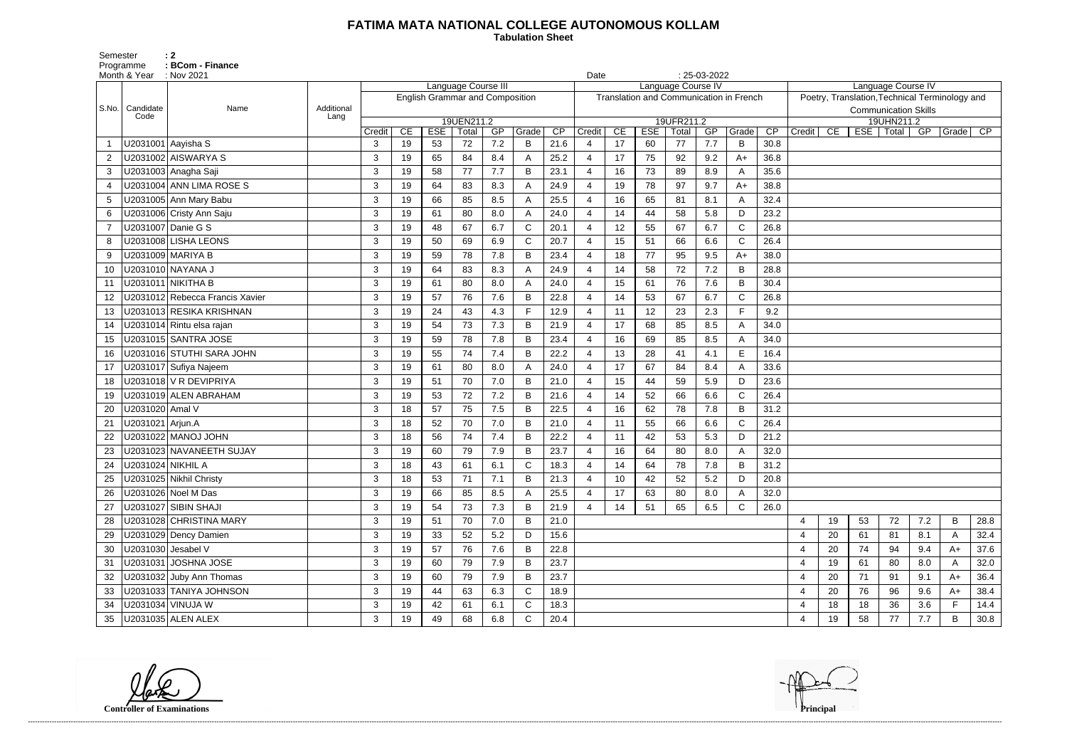# FATIMA MATA NATIONAL COLLEGE AUTONOMOUS KOLLAM

**Tabulation Sheet**

Semester : 2
Programme : BCom - Finance
Month & Year : Nov 2021
Date : 25-03-2022

| S.No. | Candidate Code | Name | Additional Lang | Language Course III | | | | | | | Language Course IV | | | | | | | Language Course IV | | | | | | |
|---|---|---|---|---|---|---|---|---|---|---|---|---|---|---|---|---|---|---|---|---|---|---|---|---|
| | | | | English Grammar and Composition | | | | | | | Translation and Communication in French | | | | | | | Poetry, Translation,Technical Terminology and Communication Skills | | | | | | |
| | | | | 19UEN211.2 | | | | | | | 19UFR211.2 | | | | | | | 19UHN211.2 | | | | | | |
| | | | | Credit | CE | ESE | Total | GP | Grade | CP | Credit | CE | ESE | Total | GP | Grade | CP | Credit | CE | ESE | Total | GP | Grade | CP |
| 1 | U2031001 | Aayisha S | | 3 | 19 | 53 | 72 | 7.2 | B | 21.6 | 4 | 17 | 60 | 77 | 7.7 | B | 30.8 | | | | | | | |
| 2 | U2031002 | AISWARYA S | | 3 | 19 | 65 | 84 | 8.4 | A | 25.2 | 4 | 17 | 75 | 92 | 9.2 | A+ | 36.8 | | | | | | | |
| 3 | U2031003 | Anagha Saji | | 3 | 19 | 58 | 77 | 7.7 | B | 23.1 | 4 | 16 | 73 | 89 | 8.9 | A | 35.6 | | | | | | | |
| 4 | U2031004 | ANN LIMA ROSE S | | 3 | 19 | 64 | 83 | 8.3 | A | 24.9 | 4 | 19 | 78 | 97 | 9.7 | A+ | 38.8 | | | | | | | |
| 5 | U2031005 | Ann Mary Babu | | 3 | 19 | 66 | 85 | 8.5 | A | 25.5 | 4 | 16 | 65 | 81 | 8.1 | A | 32.4 | | | | | | | |
| 6 | U2031006 | Cristy Ann Saju | | 3 | 19 | 61 | 80 | 8.0 | A | 24.0 | 4 | 14 | 44 | 58 | 5.8 | D | 23.2 | | | | | | | |
| 7 | U2031007 | Danie G S | | 3 | 19 | 48 | 67 | 6.7 | C | 20.1 | 4 | 12 | 55 | 67 | 6.7 | C | 26.8 | | | | | | | |
| 8 | U2031008 | LISHA LEONS | | 3 | 19 | 50 | 69 | 6.9 | C | 20.7 | 4 | 15 | 51 | 66 | 6.6 | C | 26.4 | | | | | | | |
| 9 | U2031009 | MARIYA B | | 3 | 19 | 59 | 78 | 7.8 | B | 23.4 | 4 | 18 | 77 | 95 | 9.5 | A+ | 38.0 | | | | | | | |
| 10 | U2031010 | NAYANA J | | 3 | 19 | 64 | 83 | 8.3 | A | 24.9 | 4 | 14 | 58 | 72 | 7.2 | B | 28.8 | | | | | | | |
| 11 | U2031011 | NIKITHA B | | 3 | 19 | 61 | 80 | 8.0 | A | 24.0 | 4 | 15 | 61 | 76 | 7.6 | B | 30.4 | | | | | | | |
| 12 | U2031012 | Rebecca Francis Xavier | | 3 | 19 | 57 | 76 | 7.6 | B | 22.8 | 4 | 14 | 53 | 67 | 6.7 | C | 26.8 | | | | | | | |
| 13 | U2031013 | RESIKA KRISHNAN | | 3 | 19 | 24 | 43 | 4.3 | F | 12.9 | 4 | 11 | 12 | 23 | 2.3 | F | 9.2 | | | | | | | |
| 14 | U2031014 | Rintu elsa rajan | | 3 | 19 | 54 | 73 | 7.3 | B | 21.9 | 4 | 17 | 68 | 85 | 8.5 | A | 34.0 | | | | | | | |
| 15 | U2031015 | SANTRA JOSE | | 3 | 19 | 59 | 78 | 7.8 | B | 23.4 | 4 | 16 | 69 | 85 | 8.5 | A | 34.0 | | | | | | | |
| 16 | U2031016 | STUTHI SARA JOHN | | 3 | 19 | 55 | 74 | 7.4 | B | 22.2 | 4 | 13 | 28 | 41 | 4.1 | E | 16.4 | | | | | | | |
| 17 | U2031017 | Sufiya Najeem | | 3 | 19 | 61 | 80 | 8.0 | A | 24.0 | 4 | 17 | 67 | 84 | 8.4 | A | 33.6 | | | | | | | |
| 18 | U2031018 | V R DEVIPRIYA | | 3 | 19 | 51 | 70 | 7.0 | B | 21.0 | 4 | 15 | 44 | 59 | 5.9 | D | 23.6 | | | | | | | |
| 19 | U2031019 | ALEN ABRAHAM | | 3 | 19 | 53 | 72 | 7.2 | B | 21.6 | 4 | 14 | 52 | 66 | 6.6 | C | 26.4 | | | | | | | |
| 20 | U2031020 | Amal V | | 3 | 18 | 57 | 75 | 7.5 | B | 22.5 | 4 | 16 | 62 | 78 | 7.8 | B | 31.2 | | | | | | | |
| 21 | U2031021 | Arjun.A | | 3 | 18 | 52 | 70 | 7.0 | B | 21.0 | 4 | 11 | 55 | 66 | 6.6 | C | 26.4 | | | | | | | |
| 22 | U2031022 | MANOJ JOHN | | 3 | 18 | 56 | 74 | 7.4 | B | 22.2 | 4 | 11 | 42 | 53 | 5.3 | D | 21.2 | | | | | | | |
| 23 | U2031023 | NAVANEETH SUJAY | | 3 | 19 | 60 | 79 | 7.9 | B | 23.7 | 4 | 16 | 64 | 80 | 8.0 | A | 32.0 | | | | | | | |
| 24 | U2031024 | NIKHIL A | | 3 | 18 | 43 | 61 | 6.1 | C | 18.3 | 4 | 14 | 64 | 78 | 7.8 | B | 31.2 | | | | | | | |
| 25 | U2031025 | Nikhil Christy | | 3 | 18 | 53 | 71 | 7.1 | B | 21.3 | 4 | 10 | 42 | 52 | 5.2 | D | 20.8 | | | | | | | |
| 26 | U2031026 | Noel M Das | | 3 | 19 | 66 | 85 | 8.5 | A | 25.5 | 4 | 17 | 63 | 80 | 8.0 | A | 32.0 | | | | | | | |
| 27 | U2031027 | SIBIN SHAJI | | 3 | 19 | 54 | 73 | 7.3 | B | 21.9 | 4 | 14 | 51 | 65 | 6.5 | C | 26.0 | | | | | | | |
| 28 | U2031028 | CHRISTINA MARY | | 3 | 19 | 51 | 70 | 7.0 | B | 21.0 | | | | | | | | 4 | 19 | 53 | 72 | 7.2 | B | 28.8 |
| 29 | U2031029 | Dency Damien | | 3 | 19 | 33 | 52 | 5.2 | D | 15.6 | | | | | | | | 4 | 20 | 61 | 81 | 8.1 | A | 32.4 |
| 30 | U2031030 | Jesabel V | | 3 | 19 | 57 | 76 | 7.6 | B | 22.8 | | | | | | | | 4 | 20 | 74 | 94 | 9.4 | A+ | 37.6 |
| 31 | U2031031 | JOSHNA JOSE | | 3 | 19 | 60 | 79 | 7.9 | B | 23.7 | | | | | | | | 4 | 19 | 61 | 80 | 8.0 | A | 32.0 |
| 32 | U2031032 | Juby Ann Thomas | | 3 | 19 | 60 | 79 | 7.9 | B | 23.7 | | | | | | | | 4 | 20 | 71 | 91 | 9.1 | A+ | 36.4 |
| 33 | U2031033 | TANIYA JOHNSON | | 3 | 19 | 44 | 63 | 6.3 | C | 18.9 | | | | | | | | 4 | 20 | 76 | 96 | 9.6 | A+ | 38.4 |
| 34 | U2031034 | VINUJA W | | 3 | 19 | 42 | 61 | 6.1 | C | 18.3 | | | | | | | | 4 | 18 | 18 | 36 | 3.6 | F | 14.4 |
| 35 | U2031035 | ALEN ALEX | | 3 | 19 | 49 | 68 | 6.8 | C | 20.4 | | | | | | | | 4 | 19 | 58 | 77 | 7.7 | B | 30.8 |

Controller of Examinations

Principal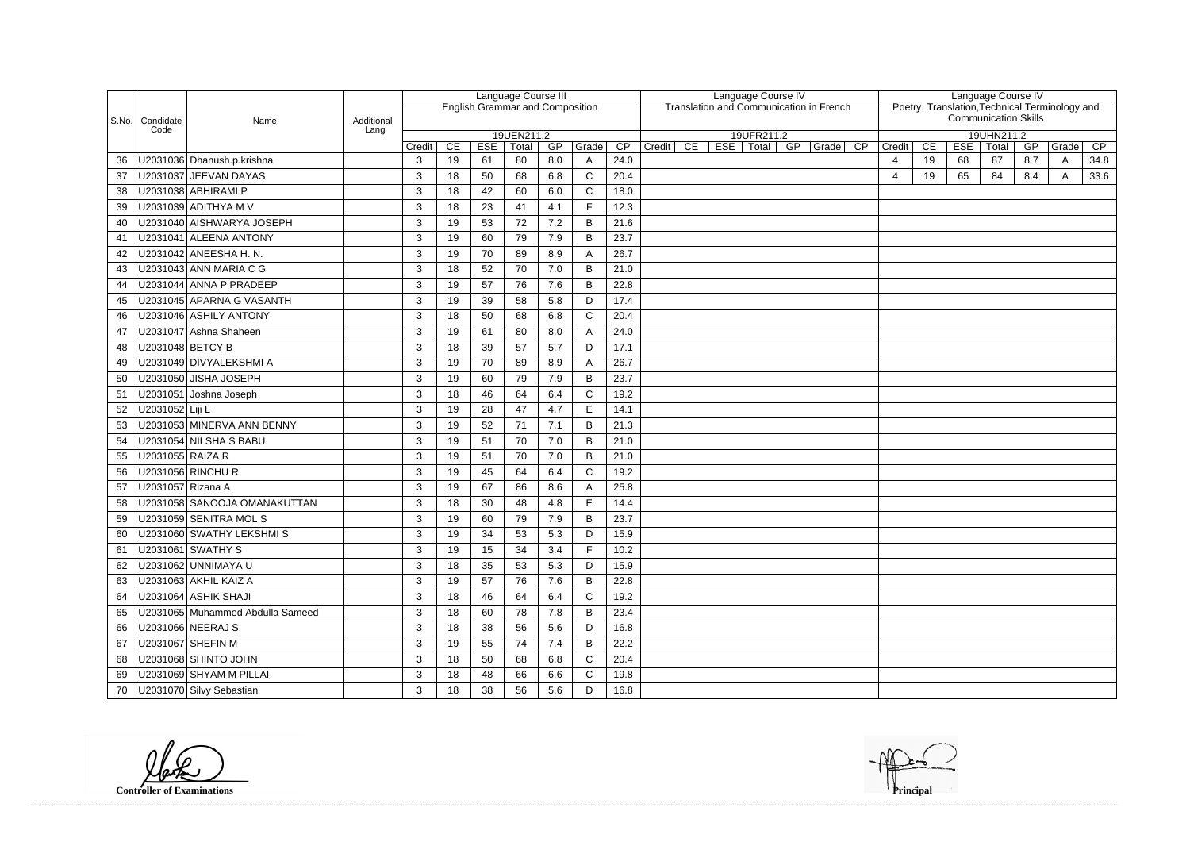| S.No. | Candidate Code | Name | Additional Lang | Language Course III English Grammar and Composition 19UEN211.2 | | | | | | | Language Course IV Translation and Communication in French 19UFR211.2 | | | | | | | Language Course IV Poetry, Translation,Technical Terminology and Communication Skills 19UHN211.2 | | | | | | |
|---|---|---|---|---|---|---|---|---|---|---|---|---|---|---|---|---|---|---|---|---|---|---|---|---|
| | | | | Credit | CE | ESE | Total | GP | Grade | CP | Credit | CE | ESE | Total | GP | Grade | CP | Credit | CE | ESE | Total | GP | Grade | CP |
| 36 | U2031036 | Dhanush.p.krishna | | 3 | 19 | 61 | 80 | 8.0 | A | 24.0 | | | | | | | | 4 | 19 | 68 | 87 | 8.7 | A | 34.8 |
| 37 | U2031037 | JEEVAN DAYAS | | 3 | 18 | 50 | 68 | 6.8 | C | 20.4 | | | | | | | | 4 | 19 | 65 | 84 | 8.4 | A | 33.6 |
| 38 | U2031038 | ABHIRAMI P | | 3 | 18 | 42 | 60 | 6.0 | C | 18.0 | | | | | | | | | | | | | | |
| 39 | U2031039 | ADITHYA M V | | 3 | 18 | 23 | 41 | 4.1 | F | 12.3 | | | | | | | | | | | | | | |
| 40 | U2031040 | AISHWARYA JOSEPH | | 3 | 19 | 53 | 72 | 7.2 | B | 21.6 | | | | | | | | | | | | | | |
| 41 | U2031041 | ALEENA ANTONY | | 3 | 19 | 60 | 79 | 7.9 | B | 23.7 | | | | | | | | | | | | | | |
| 42 | U2031042 | ANEESHA H. N. | | 3 | 19 | 70 | 89 | 8.9 | A | 26.7 | | | | | | | | | | | | | | |
| 43 | U2031043 | ANN MARIA C G | | 3 | 18 | 52 | 70 | 7.0 | B | 21.0 | | | | | | | | | | | | | | |
| 44 | U2031044 | ANNA P PRADEEP | | 3 | 19 | 57 | 76 | 7.6 | B | 22.8 | | | | | | | | | | | | | | |
| 45 | U2031045 | APARNA G VASANTH | | 3 | 19 | 39 | 58 | 5.8 | D | 17.4 | | | | | | | | | | | | | | |
| 46 | U2031046 | ASHILY ANTONY | | 3 | 18 | 50 | 68 | 6.8 | C | 20.4 | | | | | | | | | | | | | | |
| 47 | U2031047 | Ashna Shaheen | | 3 | 19 | 61 | 80 | 8.0 | A | 24.0 | | | | | | | | | | | | | | |
| 48 | U2031048 | BETCY B | | 3 | 18 | 39 | 57 | 5.7 | D | 17.1 | | | | | | | | | | | | | | |
| 49 | U2031049 | DIVYALEKSHMI A | | 3 | 19 | 70 | 89 | 8.9 | A | 26.7 | | | | | | | | | | | | | | |
| 50 | U2031050 | JISHA JOSEPH | | 3 | 19 | 60 | 79 | 7.9 | B | 23.7 | | | | | | | | | | | | | | |
| 51 | U2031051 | Joshna Joseph | | 3 | 18 | 46 | 64 | 6.4 | C | 19.2 | | | | | | | | | | | | | | |
| 52 | U2031052 | Liji L | | 3 | 19 | 28 | 47 | 4.7 | E | 14.1 | | | | | | | | | | | | | | |
| 53 | U2031053 | MINERVA ANN BENNY | | 3 | 19 | 52 | 71 | 7.1 | B | 21.3 | | | | | | | | | | | | | | |
| 54 | U2031054 | NILSHA S BABU | | 3 | 19 | 51 | 70 | 7.0 | B | 21.0 | | | | | | | | | | | | | | |
| 55 | U2031055 | RAIZA R | | 3 | 19 | 51 | 70 | 7.0 | B | 21.0 | | | | | | | | | | | | | | |
| 56 | U2031056 | RINCHU R | | 3 | 19 | 45 | 64 | 6.4 | C | 19.2 | | | | | | | | | | | | | | |
| 57 | U2031057 | Rizana A | | 3 | 19 | 67 | 86 | 8.6 | A | 25.8 | | | | | | | | | | | | | | |
| 58 | U2031058 | SANOOJA OMANAKUTTAN | | 3 | 18 | 30 | 48 | 4.8 | E | 14.4 | | | | | | | | | | | | | | |
| 59 | U2031059 | SENITRA MOL S | | 3 | 19 | 60 | 79 | 7.9 | B | 23.7 | | | | | | | | | | | | | | |
| 60 | U2031060 | SWATHY LEKSHMI S | | 3 | 19 | 34 | 53 | 5.3 | D | 15.9 | | | | | | | | | | | | | | |
| 61 | U2031061 | SWATHY S | | 3 | 19 | 15 | 34 | 3.4 | F | 10.2 | | | | | | | | | | | | | | |
| 62 | U2031062 | UNNIMAYA U | | 3 | 18 | 35 | 53 | 5.3 | D | 15.9 | | | | | | | | | | | | | | |
| 63 | U2031063 | AKHIL KAIZ A | | 3 | 19 | 57 | 76 | 7.6 | B | 22.8 | | | | | | | | | | | | | | |
| 64 | U2031064 | ASHIK SHAJI | | 3 | 18 | 46 | 64 | 6.4 | C | 19.2 | | | | | | | | | | | | | | |
| 65 | U2031065 | Muhammed Abdulla Sameed | | 3 | 18 | 60 | 78 | 7.8 | B | 23.4 | | | | | | | | | | | | | | |
| 66 | U2031066 | NEERAJ S | | 3 | 18 | 38 | 56 | 5.6 | D | 16.8 | | | | | | | | | | | | | | |
| 67 | U2031067 | SHEFIN M | | 3 | 19 | 55 | 74 | 7.4 | B | 22.2 | | | | | | | | | | | | | | |
| 68 | U2031068 | SHINTO JOHN | | 3 | 18 | 50 | 68 | 6.8 | C | 20.4 | | | | | | | | | | | | | | |
| 69 | U2031069 | SHYAM M PILLAI | | 3 | 18 | 48 | 66 | 6.6 | C | 19.8 | | | | | | | | | | | | | | |
| 70 | U2031070 | Silvy Sebastian | | 3 | 18 | 38 | 56 | 5.6 | D | 16.8 | | | | | | | | | | | | | | |

**Controller of Examinations** **Principal**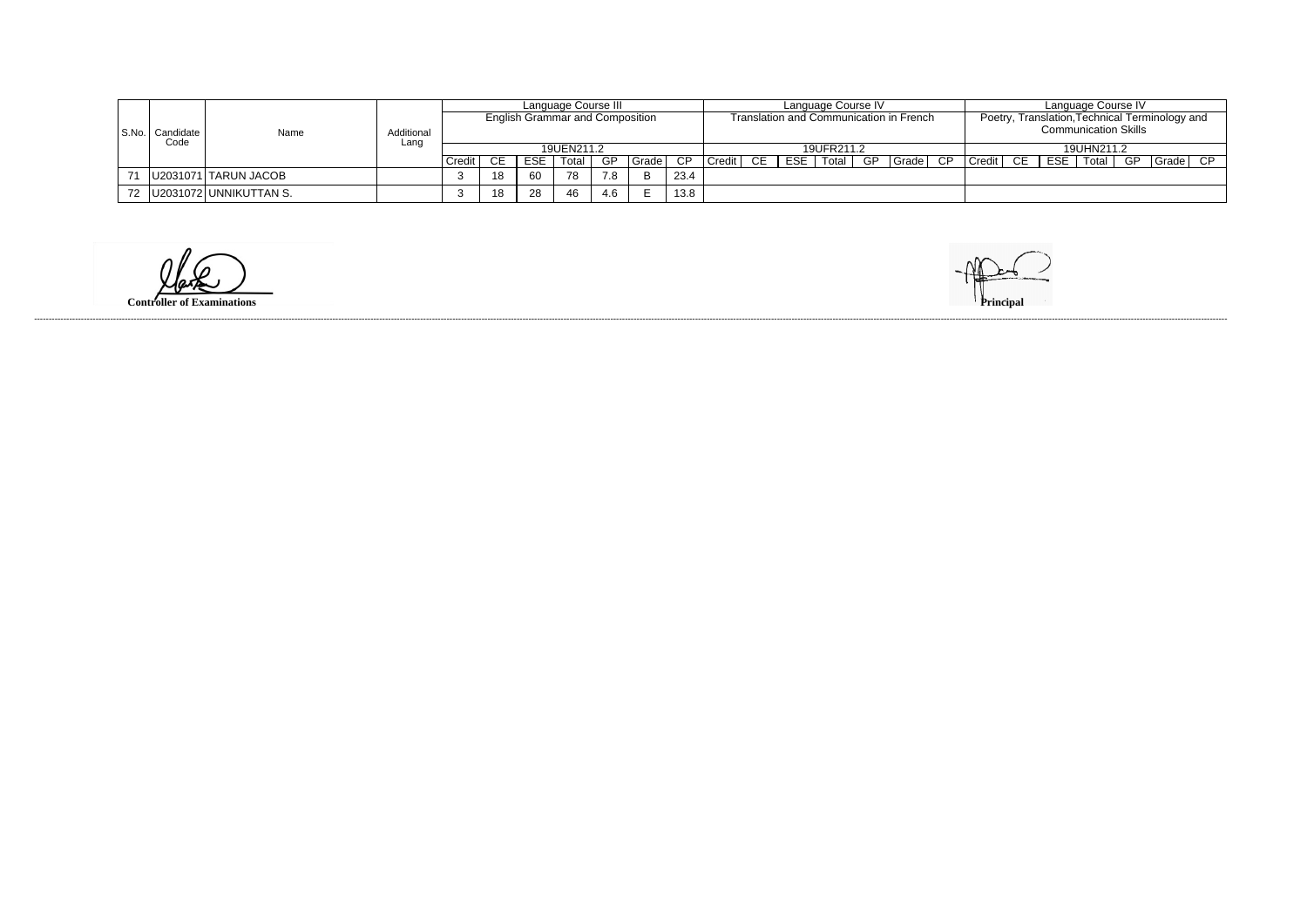| S.No. | Candidate Code | Name | Additional Lang | Language Course III English Grammar and Composition | | | | | | | Language Course IV Translation and Communication in French | | | | | | | Language Course IV Poetry, Translation,Technical Terminology and Communication Skills | | | | | | |
|---|---|---|---|---|---|---|---|---|---|---|---|---|---|---|---|---|---|---|---|---|---|---|---|---|
| | | | | 19UEN211.2 | | | | | | | 19UFR211.2 | | | | | | | 19UHN211.2 | | | | | | |
| | | | | Credit | CE | ESE | Total | GP | Grade | CP | Credit | CE | ESE | Total | GP | Grade | CP | Credit | CE | ESE | Total | GP | Grade | CP |
| 71 | U2031071 | TARUN JACOB | | 3 | 18 | 60 | 78 | 7.8 | B | 23.4 | | | | | | | | | | | | | | |
| 72 | U2031072 | UNNIKUTTAN S. | | 3 | 18 | 28 | 46 | 4.6 | E | 13.8 | | | | | | | | | | | | | | |

**Controller of Examinations**

**Principal**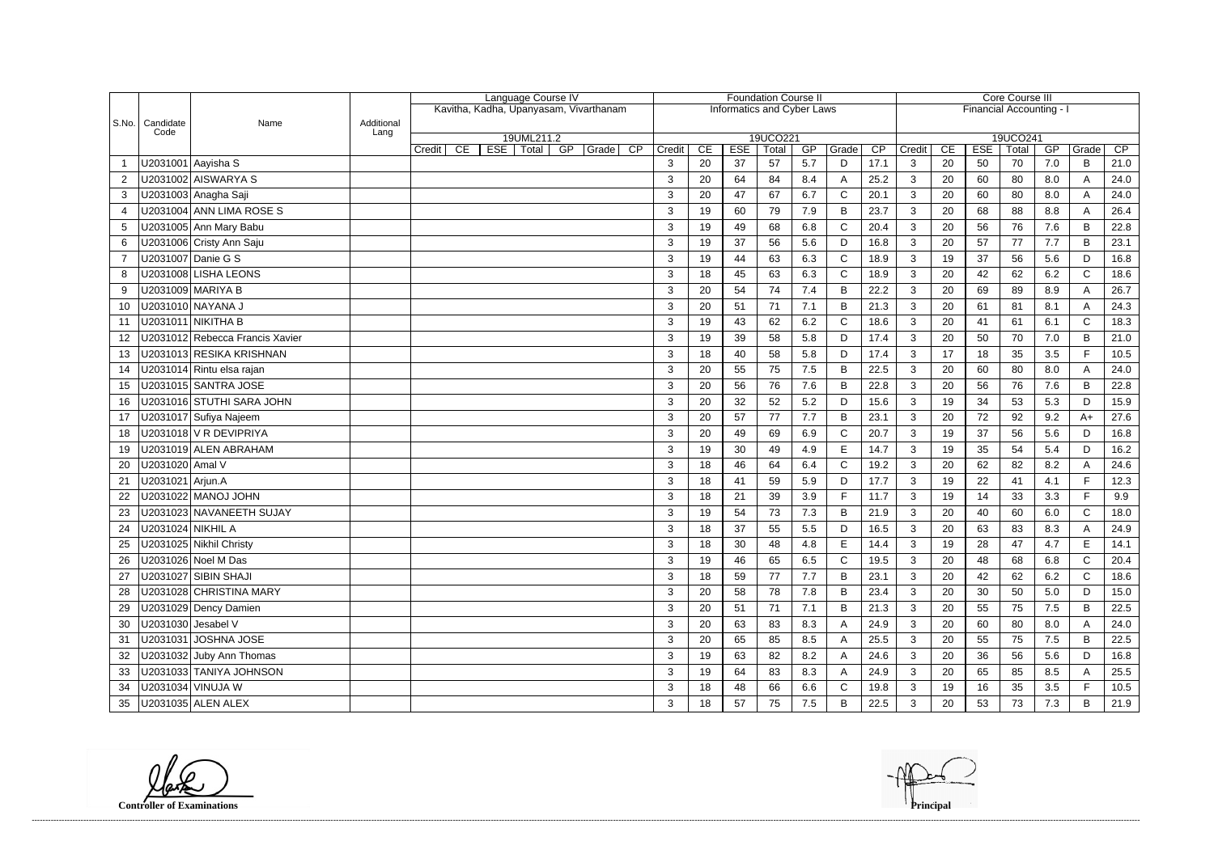| S.No. | Candidate Code | Name | Additional Lang | Language Course IV | | | | | | | Foundation Course II | | | | | | | Core Course III | | | | | | |
|---|---|---|---|---|---|---|---|---|---|---|---|---|---|---|---|---|---|---|---|---|---|---|---|---|
| | | | | Kavitha, Kadha, Upanyasam, Vivarthanam | | | | | | | Informatics and Cyber Laws | | | | | | | Financial Accounting - I | | | | | | |
| | | | | 19UML211.2 | | | | | | | 19UCO221 | | | | | | | 19UCO241 | | | | | | |
| | | | | Credit | CE | ESE | Total | GP | Grade | CP | Credit | CE | ESE | Total | GP | Grade | CP | Credit | CE | ESE | Total | GP | Grade | CP |
| 1 | U2031001 | Aayisha S | | | | | | | | | 3 | 20 | 37 | 57 | 5.7 | D | 17.1 | 3 | 20 | 50 | 70 | 7.0 | B | 21.0 |
| 2 | U2031002 | AISWARYA S | | | | | | | | | 3 | 20 | 64 | 84 | 8.4 | A | 25.2 | 3 | 20 | 60 | 80 | 8.0 | A | 24.0 |
| 3 | U2031003 | Anagha Saji | | | | | | | | | 3 | 20 | 47 | 67 | 6.7 | C | 20.1 | 3 | 20 | 60 | 80 | 8.0 | A | 24.0 |
| 4 | U2031004 | ANN LIMA ROSE S | | | | | | | | | 3 | 19 | 60 | 79 | 7.9 | B | 23.7 | 3 | 20 | 68 | 88 | 8.8 | A | 26.4 |
| 5 | U2031005 | Ann Mary Babu | | | | | | | | | 3 | 19 | 49 | 68 | 6.8 | C | 20.4 | 3 | 20 | 56 | 76 | 7.6 | B | 22.8 |
| 6 | U2031006 | Cristy Ann Saju | | | | | | | | | 3 | 19 | 37 | 56 | 5.6 | D | 16.8 | 3 | 20 | 57 | 77 | 7.7 | B | 23.1 |
| 7 | U2031007 | Danie G S | | | | | | | | | 3 | 19 | 44 | 63 | 6.3 | C | 18.9 | 3 | 19 | 37 | 56 | 5.6 | D | 16.8 |
| 8 | U2031008 | LISHA LEONS | | | | | | | | | 3 | 18 | 45 | 63 | 6.3 | C | 18.9 | 3 | 20 | 42 | 62 | 6.2 | C | 18.6 |
| 9 | U2031009 | MARIYA B | | | | | | | | | 3 | 20 | 54 | 74 | 7.4 | B | 22.2 | 3 | 20 | 69 | 89 | 8.9 | A | 26.7 |
| 10 | U2031010 | NAYANA J | | | | | | | | | 3 | 20 | 51 | 71 | 7.1 | B | 21.3 | 3 | 20 | 61 | 81 | 8.1 | A | 24.3 |
| 11 | U2031011 | NIKITHA B | | | | | | | | | 3 | 19 | 43 | 62 | 6.2 | C | 18.6 | 3 | 20 | 41 | 61 | 6.1 | C | 18.3 |
| 12 | U2031012 | Rebecca Francis Xavier | | | | | | | | | 3 | 19 | 39 | 58 | 5.8 | D | 17.4 | 3 | 20 | 50 | 70 | 7.0 | B | 21.0 |
| 13 | U2031013 | RESIKA KRISHNAN | | | | | | | | | 3 | 18 | 40 | 58 | 5.8 | D | 17.4 | 3 | 17 | 18 | 35 | 3.5 | F | 10.5 |
| 14 | U2031014 | Rintu elsa rajan | | | | | | | | | 3 | 20 | 55 | 75 | 7.5 | B | 22.5 | 3 | 20 | 60 | 80 | 8.0 | A | 24.0 |
| 15 | U2031015 | SANTRA JOSE | | | | | | | | | 3 | 20 | 56 | 76 | 7.6 | B | 22.8 | 3 | 20 | 56 | 76 | 7.6 | B | 22.8 |
| 16 | U2031016 | STUTHI SARA JOHN | | | | | | | | | 3 | 20 | 32 | 52 | 5.2 | D | 15.6 | 3 | 19 | 34 | 53 | 5.3 | D | 15.9 |
| 17 | U2031017 | Sufiya Najeem | | | | | | | | | 3 | 20 | 57 | 77 | 7.7 | B | 23.1 | 3 | 20 | 72 | 92 | 9.2 | A+ | 27.6 |
| 18 | U2031018 | V R DEVIPRIYA | | | | | | | | | 3 | 20 | 49 | 69 | 6.9 | C | 20.7 | 3 | 19 | 37 | 56 | 5.6 | D | 16.8 |
| 19 | U2031019 | ALEN ABRAHAM | | | | | | | | | 3 | 19 | 30 | 49 | 4.9 | E | 14.7 | 3 | 19 | 35 | 54 | 5.4 | D | 16.2 |
| 20 | U2031020 | Amal V | | | | | | | | | 3 | 18 | 46 | 64 | 6.4 | C | 19.2 | 3 | 20 | 62 | 82 | 8.2 | A | 24.6 |
| 21 | U2031021 | Arjun.A | | | | | | | | | 3 | 18 | 41 | 59 | 5.9 | D | 17.7 | 3 | 19 | 22 | 41 | 4.1 | F | 12.3 |
| 22 | U2031022 | MANOJ JOHN | | | | | | | | | 3 | 18 | 21 | 39 | 3.9 | F | 11.7 | 3 | 19 | 14 | 33 | 3.3 | F | 9.9 |
| 23 | U2031023 | NAVANEETH SUJAY | | | | | | | | | 3 | 19 | 54 | 73 | 7.3 | B | 21.9 | 3 | 20 | 40 | 60 | 6.0 | C | 18.0 |
| 24 | U2031024 | NIKHIL A | | | | | | | | | 3 | 18 | 37 | 55 | 5.5 | D | 16.5 | 3 | 20 | 63 | 83 | 8.3 | A | 24.9 |
| 25 | U2031025 | Nikhil Christy | | | | | | | | | 3 | 18 | 30 | 48 | 4.8 | E | 14.4 | 3 | 19 | 28 | 47 | 4.7 | E | 14.1 |
| 26 | U2031026 | Noel M Das | | | | | | | | | 3 | 19 | 46 | 65 | 6.5 | C | 19.5 | 3 | 20 | 48 | 68 | 6.8 | C | 20.4 |
| 27 | U2031027 | SIBIN SHAJI | | | | | | | | | 3 | 18 | 59 | 77 | 7.7 | B | 23.1 | 3 | 20 | 42 | 62 | 6.2 | C | 18.6 |
| 28 | U2031028 | CHRISTINA MARY | | | | | | | | | 3 | 20 | 58 | 78 | 7.8 | B | 23.4 | 3 | 20 | 30 | 50 | 5.0 | D | 15.0 |
| 29 | U2031029 | Dency Damien | | | | | | | | | 3 | 20 | 51 | 71 | 7.1 | B | 21.3 | 3 | 20 | 55 | 75 | 7.5 | B | 22.5 |
| 30 | U2031030 | Jesabel V | | | | | | | | | 3 | 20 | 63 | 83 | 8.3 | A | 24.9 | 3 | 20 | 60 | 80 | 8.0 | A | 24.0 |
| 31 | U2031031 | JOSHNA JOSE | | | | | | | | | 3 | 20 | 65 | 85 | 8.5 | A | 25.5 | 3 | 20 | 55 | 75 | 7.5 | B | 22.5 |
| 32 | U2031032 | Juby Ann Thomas | | | | | | | | | 3 | 19 | 63 | 82 | 8.2 | A | 24.6 | 3 | 20 | 36 | 56 | 5.6 | D | 16.8 |
| 33 | U2031033 | TANIYA JOHNSON | | | | | | | | | 3 | 19 | 64 | 83 | 8.3 | A | 24.9 | 3 | 20 | 65 | 85 | 8.5 | A | 25.5 |
| 34 | U2031034 | VINUJA W | | | | | | | | | 3 | 18 | 48 | 66 | 6.6 | C | 19.8 | 3 | 19 | 16 | 35 | 3.5 | F | 10.5 |
| 35 | U2031035 | ALEN ALEX | | | | | | | | | 3 | 18 | 57 | 75 | 7.5 | B | 22.5 | 3 | 20 | 53 | 73 | 7.3 | B | 21.9 |

**Controller of Examinations**

**Principal**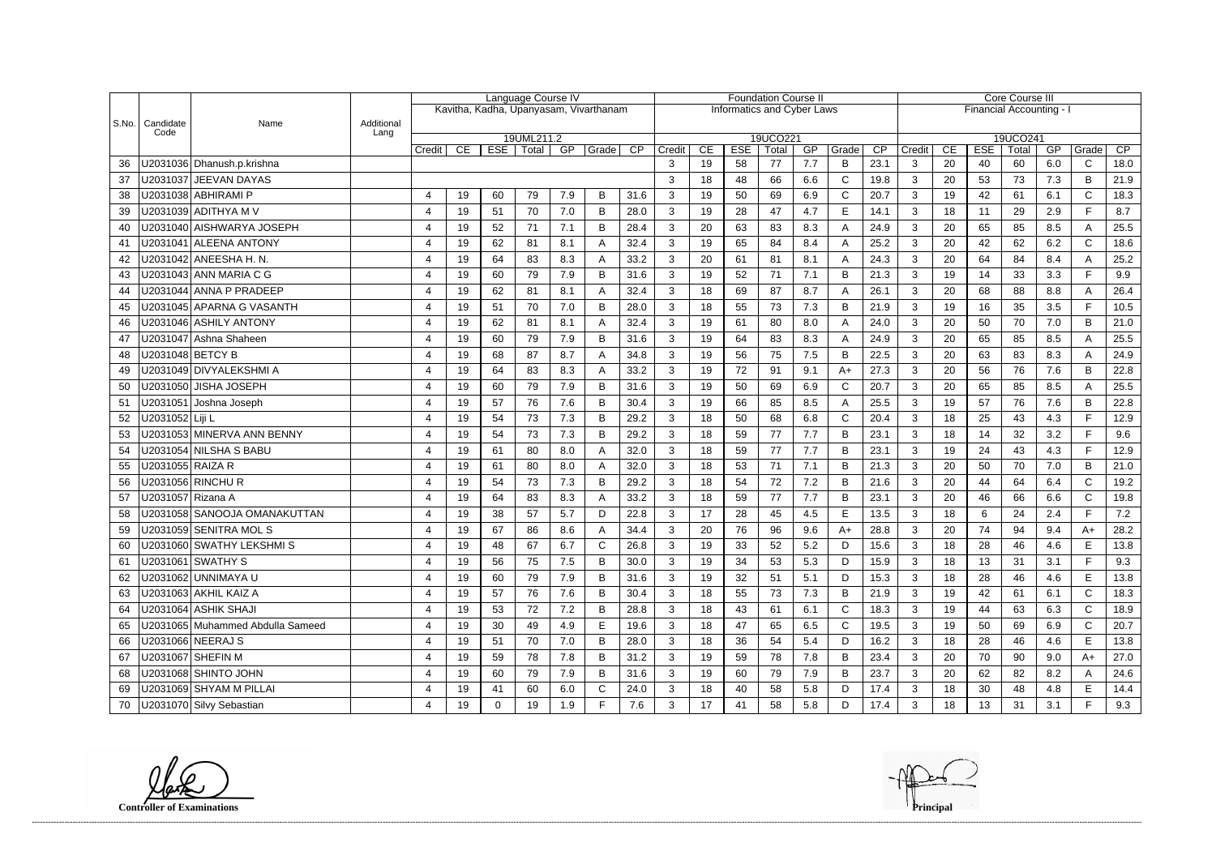| S.No. | Candidate Code | Name | Additional Lang | Language Course IV | | | | | | | Foundation Course II | | | | | | | Core Course III | | | | | | |
|---|---|---|---|---|---|---|---|---|---|---|---|---|---|---|---|---|---|---|---|---|---|---|---|---|
| | | | | Kavitha, Kadha, Upanyasam, Vivarthanam | | | | | | | Informatics and Cyber Laws | | | | | | | Financial Accounting - I | | | | | | |
| | | | | 19UML211.2 | | | | | | | 19UCO221 | | | | | | | 19UCO241 | | | | | | |
| | | | | Credit | CE | ESE | Total | GP | Grade | CP | Credit | CE | ESE | Total | GP | Grade | CP | Credit | CE | ESE | Total | GP | Grade | CP |
| 36 | U2031036 | Dhanush.p.krishna | | | | | | | | | 3 | 19 | 58 | 77 | 7.7 | B | 23.1 | 3 | 20 | 40 | 60 | 6.0 | C | 18.0 |
| 37 | U2031037 | JEEVAN DAYAS | | | | | | | | | 3 | 18 | 48 | 66 | 6.6 | C | 19.8 | 3 | 20 | 53 | 73 | 7.3 | B | 21.9 |
| 38 | U2031038 | ABHIRAMI P | | 4 | 19 | 60 | 79 | 7.9 | B | 31.6 | 3 | 19 | 50 | 69 | 6.9 | C | 20.7 | 3 | 19 | 42 | 61 | 6.1 | C | 18.3 |
| 39 | U2031039 | ADITHYA M V | | 4 | 19 | 51 | 70 | 7.0 | B | 28.0 | 3 | 19 | 28 | 47 | 4.7 | E | 14.1 | 3 | 18 | 11 | 29 | 2.9 | F | 8.7 |
| 40 | U2031040 | AISHWARYA JOSEPH | | 4 | 19 | 52 | 71 | 7.1 | B | 28.4 | 3 | 20 | 63 | 83 | 8.3 | A | 24.9 | 3 | 20 | 65 | 85 | 8.5 | A | 25.5 |
| 41 | U2031041 | ALEENA ANTONY | | 4 | 19 | 62 | 81 | 8.1 | A | 32.4 | 3 | 19 | 65 | 84 | 8.4 | A | 25.2 | 3 | 20 | 42 | 62 | 6.2 | C | 18.6 |
| 42 | U2031042 | ANEESHA H. N. | | 4 | 19 | 64 | 83 | 8.3 | A | 33.2 | 3 | 20 | 61 | 81 | 8.1 | A | 24.3 | 3 | 20 | 64 | 84 | 8.4 | A | 25.2 |
| 43 | U2031043 | ANN MARIA C G | | 4 | 19 | 60 | 79 | 7.9 | B | 31.6 | 3 | 19 | 52 | 71 | 7.1 | B | 21.3 | 3 | 19 | 14 | 33 | 3.3 | F | 9.9 |
| 44 | U2031044 | ANNA P PRADEEP | | 4 | 19 | 62 | 81 | 8.1 | A | 32.4 | 3 | 18 | 69 | 87 | 8.7 | A | 26.1 | 3 | 20 | 68 | 88 | 8.8 | A | 26.4 |
| 45 | U2031045 | APARNA G VASANTH | | 4 | 19 | 51 | 70 | 7.0 | B | 28.0 | 3 | 18 | 55 | 73 | 7.3 | B | 21.9 | 3 | 19 | 16 | 35 | 3.5 | F | 10.5 |
| 46 | U2031046 | ASHILY ANTONY | | 4 | 19 | 62 | 81 | 8.1 | A | 32.4 | 3 | 19 | 61 | 80 | 8.0 | A | 24.0 | 3 | 20 | 50 | 70 | 7.0 | B | 21.0 |
| 47 | U2031047 | Ashna Shaheen | | 4 | 19 | 60 | 79 | 7.9 | B | 31.6 | 3 | 19 | 64 | 83 | 8.3 | A | 24.9 | 3 | 20 | 65 | 85 | 8.5 | A | 25.5 |
| 48 | U2031048 | BETCY B | | 4 | 19 | 68 | 87 | 8.7 | A | 34.8 | 3 | 19 | 56 | 75 | 7.5 | B | 22.5 | 3 | 20 | 63 | 83 | 8.3 | A | 24.9 |
| 49 | U2031049 | DIVYALEKSHMI A | | 4 | 19 | 64 | 83 | 8.3 | A | 33.2 | 3 | 19 | 72 | 91 | 9.1 | A+ | 27.3 | 3 | 20 | 56 | 76 | 7.6 | B | 22.8 |
| 50 | U2031050 | JISHA JOSEPH | | 4 | 19 | 60 | 79 | 7.9 | B | 31.6 | 3 | 19 | 50 | 69 | 6.9 | C | 20.7 | 3 | 20 | 65 | 85 | 8.5 | A | 25.5 |
| 51 | U2031051 | Joshna Joseph | | 4 | 19 | 57 | 76 | 7.6 | B | 30.4 | 3 | 19 | 66 | 85 | 8.5 | A | 25.5 | 3 | 19 | 57 | 76 | 7.6 | B | 22.8 |
| 52 | U2031052 | Liji L | | 4 | 19 | 54 | 73 | 7.3 | B | 29.2 | 3 | 18 | 50 | 68 | 6.8 | C | 20.4 | 3 | 18 | 25 | 43 | 4.3 | F | 12.9 |
| 53 | U2031053 | MINERVA ANN BENNY | | 4 | 19 | 54 | 73 | 7.3 | B | 29.2 | 3 | 18 | 59 | 77 | 7.7 | B | 23.1 | 3 | 18 | 14 | 32 | 3.2 | F | 9.6 |
| 54 | U2031054 | NILSHA S BABU | | 4 | 19 | 61 | 80 | 8.0 | A | 32.0 | 3 | 18 | 59 | 77 | 7.7 | B | 23.1 | 3 | 19 | 24 | 43 | 4.3 | F | 12.9 |
| 55 | U2031055 | RAIZA R | | 4 | 19 | 61 | 80 | 8.0 | A | 32.0 | 3 | 18 | 53 | 71 | 7.1 | B | 21.3 | 3 | 20 | 50 | 70 | 7.0 | B | 21.0 |
| 56 | U2031056 | RINCHU R | | 4 | 19 | 54 | 73 | 7.3 | B | 29.2 | 3 | 18 | 54 | 72 | 7.2 | B | 21.6 | 3 | 20 | 44 | 64 | 6.4 | C | 19.2 |
| 57 | U2031057 | Rizana A | | 4 | 19 | 64 | 83 | 8.3 | A | 33.2 | 3 | 18 | 59 | 77 | 7.7 | B | 23.1 | 3 | 20 | 46 | 66 | 6.6 | C | 19.8 |
| 58 | U2031058 | SANOOJA OMANAKUTTAN | | 4 | 19 | 38 | 57 | 5.7 | D | 22.8 | 3 | 17 | 28 | 45 | 4.5 | E | 13.5 | 3 | 18 | 6 | 24 | 2.4 | F | 7.2 |
| 59 | U2031059 | SENITRA MOL S | | 4 | 19 | 67 | 86 | 8.6 | A | 34.4 | 3 | 20 | 76 | 96 | 9.6 | A+ | 28.8 | 3 | 20 | 74 | 94 | 9.4 | A+ | 28.2 |
| 60 | U2031060 | SWATHY LEKSHMI S | | 4 | 19 | 48 | 67 | 6.7 | C | 26.8 | 3 | 19 | 33 | 52 | 5.2 | D | 15.6 | 3 | 18 | 28 | 46 | 4.6 | E | 13.8 |
| 61 | U2031061 | SWATHY S | | 4 | 19 | 56 | 75 | 7.5 | B | 30.0 | 3 | 19 | 34 | 53 | 5.3 | D | 15.9 | 3 | 18 | 13 | 31 | 3.1 | F | 9.3 |
| 62 | U2031062 | UNNIMAYA U | | 4 | 19 | 60 | 79 | 7.9 | B | 31.6 | 3 | 19 | 32 | 51 | 5.1 | D | 15.3 | 3 | 18 | 28 | 46 | 4.6 | E | 13.8 |
| 63 | U2031063 | AKHIL KAIZ A | | 4 | 19 | 57 | 76 | 7.6 | B | 30.4 | 3 | 18 | 55 | 73 | 7.3 | B | 21.9 | 3 | 19 | 42 | 61 | 6.1 | C | 18.3 |
| 64 | U2031064 | ASHIK SHAJI | | 4 | 19 | 53 | 72 | 7.2 | B | 28.8 | 3 | 18 | 43 | 61 | 6.1 | C | 18.3 | 3 | 19 | 44 | 63 | 6.3 | C | 18.9 |
| 65 | U2031065 | Muhammed Abdulla Sameed | | 4 | 19 | 30 | 49 | 4.9 | E | 19.6 | 3 | 18 | 47 | 65 | 6.5 | C | 19.5 | 3 | 19 | 50 | 69 | 6.9 | C | 20.7 |
| 66 | U2031066 | NEERAJ S | | 4 | 19 | 51 | 70 | 7.0 | B | 28.0 | 3 | 18 | 36 | 54 | 5.4 | D | 16.2 | 3 | 18 | 28 | 46 | 4.6 | E | 13.8 |
| 67 | U2031067 | SHEFIN M | | 4 | 19 | 59 | 78 | 7.8 | B | 31.2 | 3 | 19 | 59 | 78 | 7.8 | B | 23.4 | 3 | 20 | 70 | 90 | 9.0 | A+ | 27.0 |
| 68 | U2031068 | SHINTO JOHN | | 4 | 19 | 60 | 79 | 7.9 | B | 31.6 | 3 | 19 | 60 | 79 | 7.9 | B | 23.7 | 3 | 20 | 62 | 82 | 8.2 | A | 24.6 |
| 69 | U2031069 | SHYAM M PILLAI | | 4 | 19 | 41 | 60 | 6.0 | C | 24.0 | 3 | 18 | 40 | 58 | 5.8 | D | 17.4 | 3 | 18 | 30 | 48 | 4.8 | E | 14.4 |
| 70 | U2031070 | Silvy Sebastian | | 4 | 19 | 0 | 19 | 1.9 | F | 7.6 | 3 | 17 | 41 | 58 | 5.8 | D | 17.4 | 3 | 18 | 13 | 31 | 3.1 | F | 9.3 |

**Controller of Examinations**

**Principal**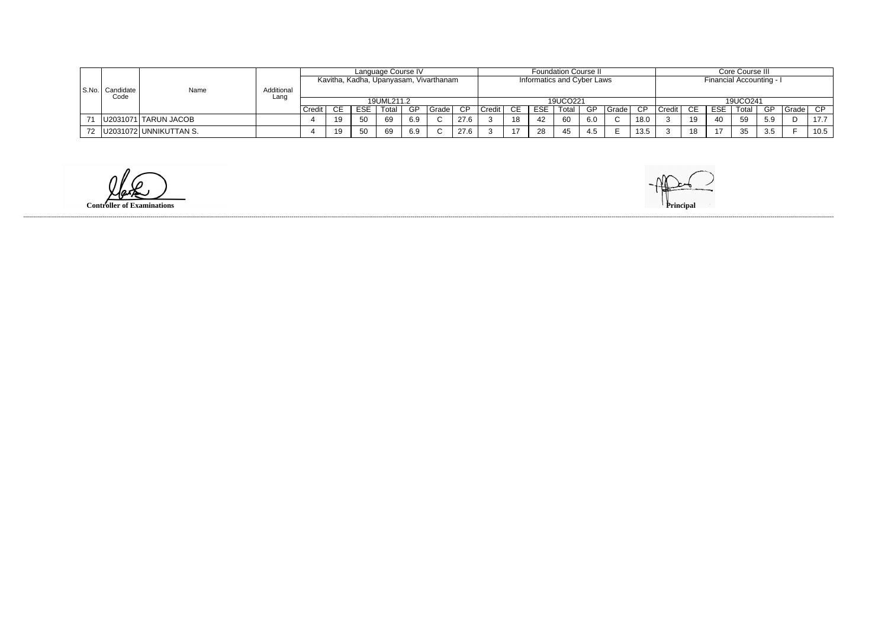| S.No. | Candidate Code | Name | Additional Lang | Language Course IV | | | | | | | Foundation Course II | | | | | | | Core Course III | | | | | | |
|---|---|---|---|---|---|---|---|---|---|---|---|---|---|---|---|---|---|---|---|---|---|---|---|---|
| | | | | Kavitha, Kadha, Upanyasam, Vivarthanam | | | | | | | Informatics and Cyber Laws | | | | | | | Financial Accounting - I | | | | | | |
| | | | | 19UML211.2 | | | | | | | 19UCO221 | | | | | | | 19UCO241 | | | | | | |
| | | | | Credit | CE | ESE | Total | GP | Grade | CP | Credit | CE | ESE | Total | GP | Grade | CP | Credit | CE | ESE | Total | GP | Grade | CP |
| 71 | U2031071 | TARUN JACOB | | 4 | 19 | 50 | 69 | 6.9 | C | 27.6 | 3 | 18 | 42 | 60 | 6.0 | C | 18.0 | 3 | 19 | 40 | 59 | 5.9 | D | 17.7 |
| 72 | U2031072 | UNNIKUTTAN S. | | 4 | 19 | 50 | 69 | 6.9 | C | 27.6 | 3 | 17 | 28 | 45 | 4.5 | E | 13.5 | 3 | 18 | 17 | 35 | 3.5 | F | 10.5 |

**Controller of Examinations**

**Principal**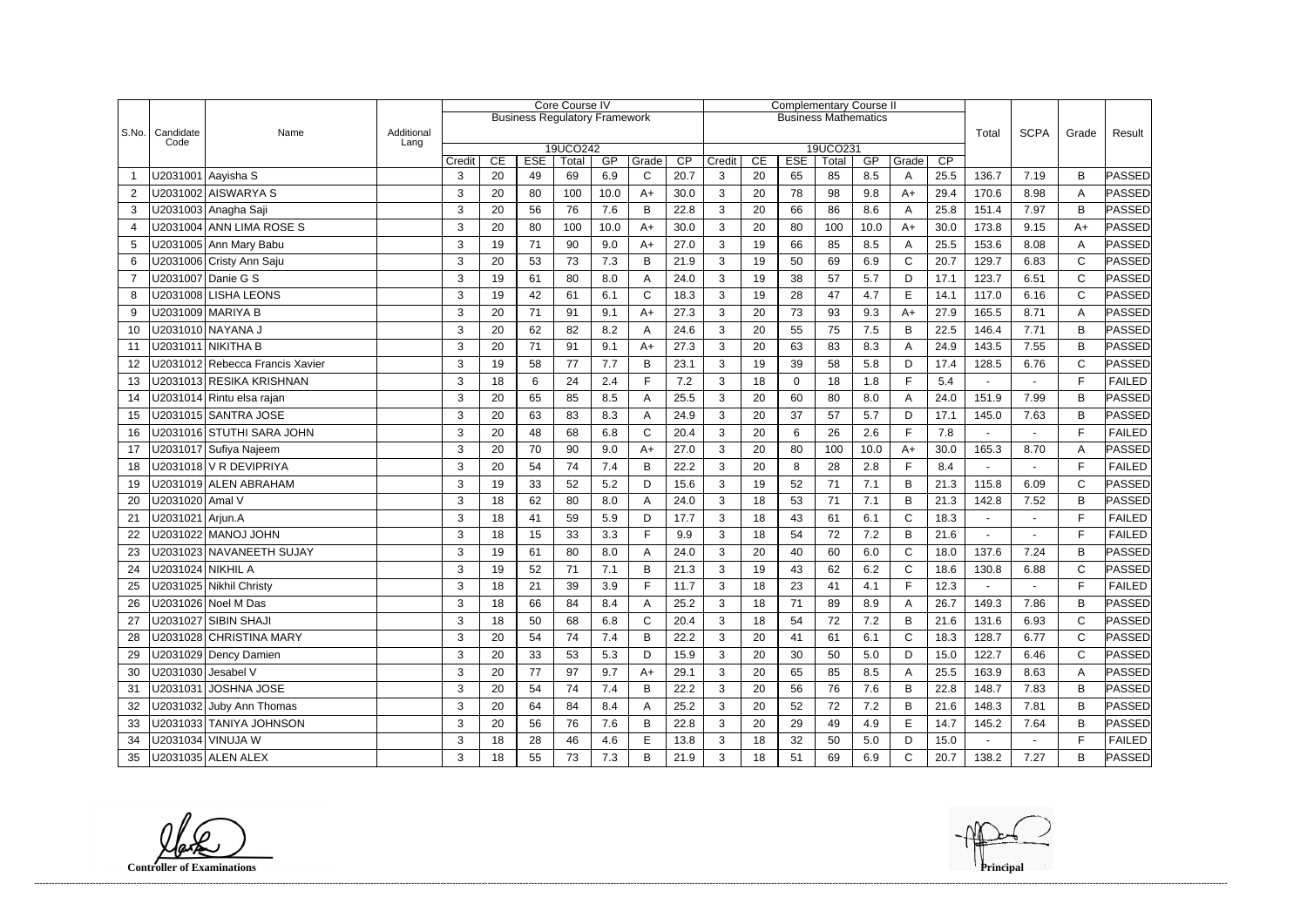| S.No. | Candidate Code | Name | Additional Lang | Core Course IV Business Regulatory Framework 19UCO242 | | | | | | | Complementary Course II Business Mathematics 19UCO231 | | | | | | | Total | SCPA | Grade | Result |
|---|---|---|---|---|---|---|---|---|---|---|---|---|---|---|---|---|---|---|---|---|---|
| | | | | Credit | CE | ESE | Total | GP | Grade | CP | Credit | CE | ESE | Total | GP | Grade | CP | | | | |
| 1 | U2031001 | Aayisha S | | 3 | 20 | 49 | 69 | 6.9 | C | 20.7 | 3 | 20 | 65 | 85 | 8.5 | A | 25.5 | 136.7 | 7.19 | B | PASSED |
| 2 | U2031002 | AISWARYA S | | 3 | 20 | 80 | 100 | 10.0 | A+ | 30.0 | 3 | 20 | 78 | 98 | 9.8 | A+ | 29.4 | 170.6 | 8.98 | A | PASSED |
| 3 | U2031003 | Anagha Saji | | 3 | 20 | 56 | 76 | 7.6 | B | 22.8 | 3 | 20 | 66 | 86 | 8.6 | A | 25.8 | 151.4 | 7.97 | B | PASSED |
| 4 | U2031004 | ANN LIMA ROSE S | | 3 | 20 | 80 | 100 | 10.0 | A+ | 30.0 | 3 | 20 | 80 | 100 | 10.0 | A+ | 30.0 | 173.8 | 9.15 | A+ | PASSED |
| 5 | U2031005 | Ann Mary Babu | | 3 | 19 | 71 | 90 | 9.0 | A+ | 27.0 | 3 | 19 | 66 | 85 | 8.5 | A | 25.5 | 153.6 | 8.08 | A | PASSED |
| 6 | U2031006 | Cristy Ann Saju | | 3 | 20 | 53 | 73 | 7.3 | B | 21.9 | 3 | 19 | 50 | 69 | 6.9 | C | 20.7 | 129.7 | 6.83 | C | PASSED |
| 7 | U2031007 | Danie G S | | 3 | 19 | 61 | 80 | 8.0 | A | 24.0 | 3 | 19 | 38 | 57 | 5.7 | D | 17.1 | 123.7 | 6.51 | C | PASSED |
| 8 | U2031008 | LISHA LEONS | | 3 | 19 | 42 | 61 | 6.1 | C | 18.3 | 3 | 19 | 28 | 47 | 4.7 | E | 14.1 | 117.0 | 6.16 | C | PASSED |
| 9 | U2031009 | MARIYA B | | 3 | 20 | 71 | 91 | 9.1 | A+ | 27.3 | 3 | 20 | 73 | 93 | 9.3 | A+ | 27.9 | 165.5 | 8.71 | A | PASSED |
| 10 | U2031010 | NAYANA J | | 3 | 20 | 62 | 82 | 8.2 | A | 24.6 | 3 | 20 | 55 | 75 | 7.5 | B | 22.5 | 146.4 | 7.71 | B | PASSED |
| 11 | U2031011 | NIKITHA B | | 3 | 20 | 71 | 91 | 9.1 | A+ | 27.3 | 3 | 20 | 63 | 83 | 8.3 | A | 24.9 | 143.5 | 7.55 | B | PASSED |
| 12 | U2031012 | Rebecca Francis Xavier | | 3 | 19 | 58 | 77 | 7.7 | B | 23.1 | 3 | 19 | 39 | 58 | 5.8 | D | 17.4 | 128.5 | 6.76 | C | PASSED |
| 13 | U2031013 | RESIKA KRISHNAN | | 3 | 18 | 6 | 24 | 2.4 | F | 7.2 | 3 | 18 | 0 | 18 | 1.8 | F | 5.4 | - | - | F | FAILED |
| 14 | U2031014 | Rintu elsa rajan | | 3 | 20 | 65 | 85 | 8.5 | A | 25.5 | 3 | 20 | 60 | 80 | 8.0 | A | 24.0 | 151.9 | 7.99 | B | PASSED |
| 15 | U2031015 | SANTRA JOSE | | 3 | 20 | 63 | 83 | 8.3 | A | 24.9 | 3 | 20 | 37 | 57 | 5.7 | D | 17.1 | 145.0 | 7.63 | B | PASSED |
| 16 | U2031016 | STUTHI SARA JOHN | | 3 | 20 | 48 | 68 | 6.8 | C | 20.4 | 3 | 20 | 6 | 26 | 2.6 | F | 7.8 | - | - | F | FAILED |
| 17 | U2031017 | Sufiya Najeem | | 3 | 20 | 70 | 90 | 9.0 | A+ | 27.0 | 3 | 20 | 80 | 100 | 10.0 | A+ | 30.0 | 165.3 | 8.70 | A | PASSED |
| 18 | U2031018 | V R DEVIPRIYA | | 3 | 20 | 54 | 74 | 7.4 | B | 22.2 | 3 | 20 | 8 | 28 | 2.8 | F | 8.4 | - | - | F | FAILED |
| 19 | U2031019 | ALEN ABRAHAM | | 3 | 19 | 33 | 52 | 5.2 | D | 15.6 | 3 | 19 | 52 | 71 | 7.1 | B | 21.3 | 115.8 | 6.09 | C | PASSED |
| 20 | U2031020 | Amal V | | 3 | 18 | 62 | 80 | 8.0 | A | 24.0 | 3 | 18 | 53 | 71 | 7.1 | B | 21.3 | 142.8 | 7.52 | B | PASSED |
| 21 | U2031021 | Arjun.A | | 3 | 18 | 41 | 59 | 5.9 | D | 17.7 | 3 | 18 | 43 | 61 | 6.1 | C | 18.3 | - | - | F | FAILED |
| 22 | U2031022 | MANOJ JOHN | | 3 | 18 | 15 | 33 | 3.3 | F | 9.9 | 3 | 18 | 54 | 72 | 7.2 | B | 21.6 | - | - | F | FAILED |
| 23 | U2031023 | NAVANEETH SUJAY | | 3 | 19 | 61 | 80 | 8.0 | A | 24.0 | 3 | 20 | 40 | 60 | 6.0 | C | 18.0 | 137.6 | 7.24 | B | PASSED |
| 24 | U2031024 | NIKHIL A | | 3 | 19 | 52 | 71 | 7.1 | B | 21.3 | 3 | 19 | 43 | 62 | 6.2 | C | 18.6 | 130.8 | 6.88 | C | PASSED |
| 25 | U2031025 | Nikhil Christy | | 3 | 18 | 21 | 39 | 3.9 | F | 11.7 | 3 | 18 | 23 | 41 | 4.1 | F | 12.3 | - | - | F | FAILED |
| 26 | U2031026 | Noel M Das | | 3 | 18 | 66 | 84 | 8.4 | A | 25.2 | 3 | 18 | 71 | 89 | 8.9 | A | 26.7 | 149.3 | 7.86 | B | PASSED |
| 27 | U2031027 | SIBIN SHAJI | | 3 | 18 | 50 | 68 | 6.8 | C | 20.4 | 3 | 18 | 54 | 72 | 7.2 | B | 21.6 | 131.6 | 6.93 | C | PASSED |
| 28 | U2031028 | CHRISTINA MARY | | 3 | 20 | 54 | 74 | 7.4 | B | 22.2 | 3 | 20 | 41 | 61 | 6.1 | C | 18.3 | 128.7 | 6.77 | C | PASSED |
| 29 | U2031029 | Dency Damien | | 3 | 20 | 33 | 53 | 5.3 | D | 15.9 | 3 | 20 | 30 | 50 | 5.0 | D | 15.0 | 122.7 | 6.46 | C | PASSED |
| 30 | U2031030 | Jesabel V | | 3 | 20 | 77 | 97 | 9.7 | A+ | 29.1 | 3 | 20 | 65 | 85 | 8.5 | A | 25.5 | 163.9 | 8.63 | A | PASSED |
| 31 | U2031031 | JOSHNA JOSE | | 3 | 20 | 54 | 74 | 7.4 | B | 22.2 | 3 | 20 | 56 | 76 | 7.6 | B | 22.8 | 148.7 | 7.83 | B | PASSED |
| 32 | U2031032 | Juby Ann Thomas | | 3 | 20 | 64 | 84 | 8.4 | A | 25.2 | 3 | 20 | 52 | 72 | 7.2 | B | 21.6 | 148.3 | 7.81 | B | PASSED |
| 33 | U2031033 | TANIYA JOHNSON | | 3 | 20 | 56 | 76 | 7.6 | B | 22.8 | 3 | 20 | 29 | 49 | 4.9 | E | 14.7 | 145.2 | 7.64 | B | PASSED |
| 34 | U2031034 | VINUJA W | | 3 | 18 | 28 | 46 | 4.6 | E | 13.8 | 3 | 18 | 32 | 50 | 5.0 | D | 15.0 | - | - | F | FAILED |
| 35 | U2031035 | ALEN ALEX | | 3 | 18 | 55 | 73 | 7.3 | B | 21.9 | 3 | 18 | 51 | 69 | 6.9 | C | 20.7 | 138.2 | 7.27 | B | PASSED |

**Controller of Examinations**

**Principal**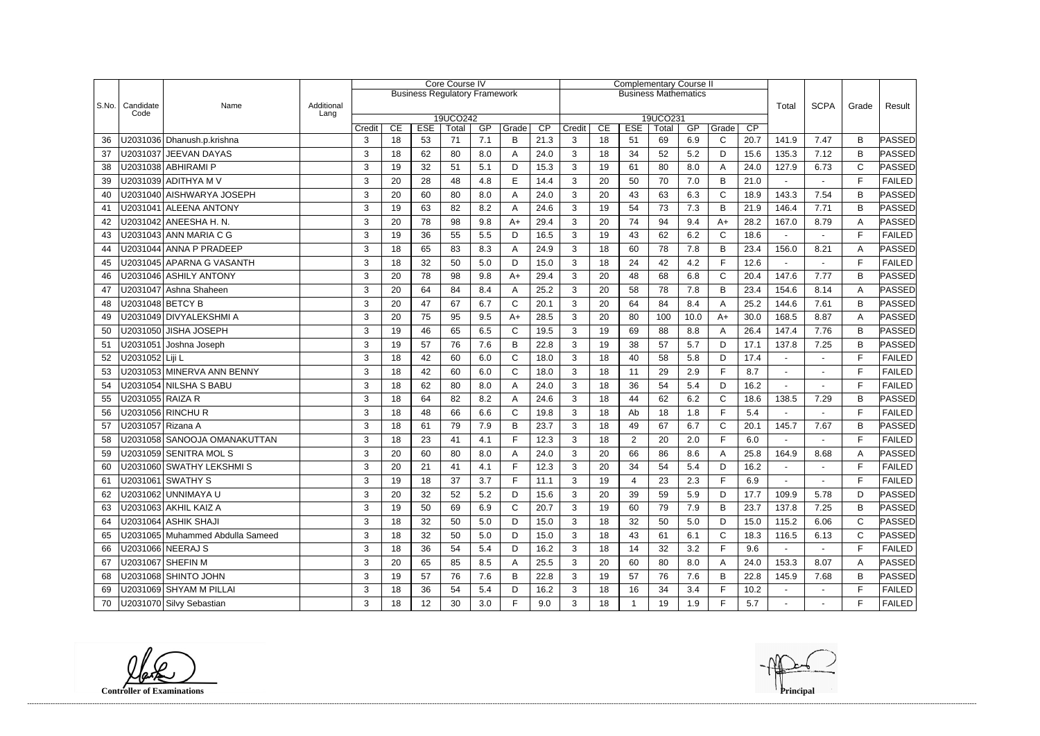| S.No. | Candidate Code | Name | Additional Lang | Core Course IV | | | | | | | Complementary Course II | | | | | | | Total | SCPA | Grade | Result |
|---|---|---|---|---|---|---|---|---|---|---|---|---|---|---|---|---|---|---|---|---|---|
| | | | | Business Regulatory Framework | | | | | | | Business Mathematics | | | | | | | | | | |
| | | | | 19UCO242 | | | | | | | 19UCO231 | | | | | | | | | | |
| | | | | Credit | CE | ESE | Total | GP | Grade | CP | Credit | CE | ESE | Total | GP | Grade | CP | | | | |
| 36 | U2031036 | Dhanush.p.krishna | | 3 | 18 | 53 | 71 | 7.1 | B | 21.3 | 3 | 18 | 51 | 69 | 6.9 | C | 20.7 | 141.9 | 7.47 | B | PASSED |
| 37 | U2031037 | JEEVAN DAYAS | | 3 | 18 | 62 | 80 | 8.0 | A | 24.0 | 3 | 18 | 34 | 52 | 5.2 | D | 15.6 | 135.3 | 7.12 | B | PASSED |
| 38 | U2031038 | ABHIRAMI P | | 3 | 19 | 32 | 51 | 5.1 | D | 15.3 | 3 | 19 | 61 | 80 | 8.0 | A | 24.0 | 127.9 | 6.73 | C | PASSED |
| 39 | U2031039 | ADITHYA M V | | 3 | 20 | 28 | 48 | 4.8 | E | 14.4 | 3 | 20 | 50 | 70 | 7.0 | B | 21.0 | - | - | F | FAILED |
| 40 | U2031040 | AISHWARYA JOSEPH | | 3 | 20 | 60 | 80 | 8.0 | A | 24.0 | 3 | 20 | 43 | 63 | 6.3 | C | 18.9 | 143.3 | 7.54 | B | PASSED |
| 41 | U2031041 | ALEENA ANTONY | | 3 | 19 | 63 | 82 | 8.2 | A | 24.6 | 3 | 19 | 54 | 73 | 7.3 | B | 21.9 | 146.4 | 7.71 | B | PASSED |
| 42 | U2031042 | ANEESHA H. N. | | 3 | 20 | 78 | 98 | 9.8 | A+ | 29.4 | 3 | 20 | 74 | 94 | 9.4 | A+ | 28.2 | 167.0 | 8.79 | A | PASSED |
| 43 | U2031043 | ANN MARIA C G | | 3 | 19 | 36 | 55 | 5.5 | D | 16.5 | 3 | 19 | 43 | 62 | 6.2 | C | 18.6 | - | - | F | FAILED |
| 44 | U2031044 | ANNA P PRADEEP | | 3 | 18 | 65 | 83 | 8.3 | A | 24.9 | 3 | 18 | 60 | 78 | 7.8 | B | 23.4 | 156.0 | 8.21 | A | PASSED |
| 45 | U2031045 | APARNA G VASANTH | | 3 | 18 | 32 | 50 | 5.0 | D | 15.0 | 3 | 18 | 24 | 42 | 4.2 | F | 12.6 | - | - | F | FAILED |
| 46 | U2031046 | ASHILY ANTONY | | 3 | 20 | 78 | 98 | 9.8 | A+ | 29.4 | 3 | 20 | 48 | 68 | 6.8 | C | 20.4 | 147.6 | 7.77 | B | PASSED |
| 47 | U2031047 | Ashna Shaheen | | 3 | 20 | 64 | 84 | 8.4 | A | 25.2 | 3 | 20 | 58 | 78 | 7.8 | B | 23.4 | 154.6 | 8.14 | A | PASSED |
| 48 | U2031048 | BETCY B | | 3 | 20 | 47 | 67 | 6.7 | C | 20.1 | 3 | 20 | 64 | 84 | 8.4 | A | 25.2 | 144.6 | 7.61 | B | PASSED |
| 49 | U2031049 | DIVYALEKSHMI A | | 3 | 20 | 75 | 95 | 9.5 | A+ | 28.5 | 3 | 20 | 80 | 100 | 10.0 | A+ | 30.0 | 168.5 | 8.87 | A | PASSED |
| 50 | U2031050 | JISHA JOSEPH | | 3 | 19 | 46 | 65 | 6.5 | C | 19.5 | 3 | 19 | 69 | 88 | 8.8 | A | 26.4 | 147.4 | 7.76 | B | PASSED |
| 51 | U2031051 | Joshna Joseph | | 3 | 19 | 57 | 76 | 7.6 | B | 22.8 | 3 | 19 | 38 | 57 | 5.7 | D | 17.1 | 137.8 | 7.25 | B | PASSED |
| 52 | U2031052 | Liji L | | 3 | 18 | 42 | 60 | 6.0 | C | 18.0 | 3 | 18 | 40 | 58 | 5.8 | D | 17.4 | - | - | F | FAILED |
| 53 | U2031053 | MINERVA ANN BENNY | | 3 | 18 | 42 | 60 | 6.0 | C | 18.0 | 3 | 18 | 11 | 29 | 2.9 | F | 8.7 | - | - | F | FAILED |
| 54 | U2031054 | NILSHA S BABU | | 3 | 18 | 62 | 80 | 8.0 | A | 24.0 | 3 | 18 | 36 | 54 | 5.4 | D | 16.2 | - | - | F | FAILED |
| 55 | U2031055 | RAIZA R | | 3 | 18 | 64 | 82 | 8.2 | A | 24.6 | 3 | 18 | 44 | 62 | 6.2 | C | 18.6 | 138.5 | 7.29 | B | PASSED |
| 56 | U2031056 | RINCHU R | | 3 | 18 | 48 | 66 | 6.6 | C | 19.8 | 3 | 18 | Ab | 18 | 1.8 | F | 5.4 | - | - | F | FAILED |
| 57 | U2031057 | Rizana A | | 3 | 18 | 61 | 79 | 7.9 | B | 23.7 | 3 | 18 | 49 | 67 | 6.7 | C | 20.1 | 145.7 | 7.67 | B | PASSED |
| 58 | U2031058 | SANOOJA OMANAKUTTAN | | 3 | 18 | 23 | 41 | 4.1 | F | 12.3 | 3 | 18 | 2 | 20 | 2.0 | F | 6.0 | - | - | F | FAILED |
| 59 | U2031059 | SENITRA MOL S | | 3 | 20 | 60 | 80 | 8.0 | A | 24.0 | 3 | 20 | 66 | 86 | 8.6 | A | 25.8 | 164.9 | 8.68 | A | PASSED |
| 60 | U2031060 | SWATHY LEKSHMI S | | 3 | 20 | 21 | 41 | 4.1 | F | 12.3 | 3 | 20 | 34 | 54 | 5.4 | D | 16.2 | - | - | F | FAILED |
| 61 | U2031061 | SWATHY S | | 3 | 19 | 18 | 37 | 3.7 | F | 11.1 | 3 | 19 | 4 | 23 | 2.3 | F | 6.9 | - | - | F | FAILED |
| 62 | U2031062 | UNNIMAYA U | | 3 | 20 | 32 | 52 | 5.2 | D | 15.6 | 3 | 20 | 39 | 59 | 5.9 | D | 17.7 | 109.9 | 5.78 | D | PASSED |
| 63 | U2031063 | AKHIL KAIZ A | | 3 | 19 | 50 | 69 | 6.9 | C | 20.7 | 3 | 19 | 60 | 79 | 7.9 | B | 23.7 | 137.8 | 7.25 | B | PASSED |
| 64 | U2031064 | ASHIK SHAJI | | 3 | 18 | 32 | 50 | 5.0 | D | 15.0 | 3 | 18 | 32 | 50 | 5.0 | D | 15.0 | 115.2 | 6.06 | C | PASSED |
| 65 | U2031065 | Muhammed Abdulla Sameed | | 3 | 18 | 32 | 50 | 5.0 | D | 15.0 | 3 | 18 | 43 | 61 | 6.1 | C | 18.3 | 116.5 | 6.13 | C | PASSED |
| 66 | U2031066 | NEERAJ S | | 3 | 18 | 36 | 54 | 5.4 | D | 16.2 | 3 | 18 | 14 | 32 | 3.2 | F | 9.6 | - | - | F | FAILED |
| 67 | U2031067 | SHEFIN M | | 3 | 20 | 65 | 85 | 8.5 | A | 25.5 | 3 | 20 | 60 | 80 | 8.0 | A | 24.0 | 153.3 | 8.07 | A | PASSED |
| 68 | U2031068 | SHINTO JOHN | | 3 | 19 | 57 | 76 | 7.6 | B | 22.8 | 3 | 19 | 57 | 76 | 7.6 | B | 22.8 | 145.9 | 7.68 | B | PASSED |
| 69 | U2031069 | SHYAM M PILLAI | | 3 | 18 | 36 | 54 | 5.4 | D | 16.2 | 3 | 18 | 16 | 34 | 3.4 | F | 10.2 | - | - | F | FAILED |
| 70 | U2031070 | Silvy Sebastian | | 3 | 18 | 12 | 30 | 3.0 | F | 9.0 | 3 | 18 | 1 | 19 | 1.9 | F | 5.7 | - | - | F | FAILED |

**Controller of Examinations**

**Principal**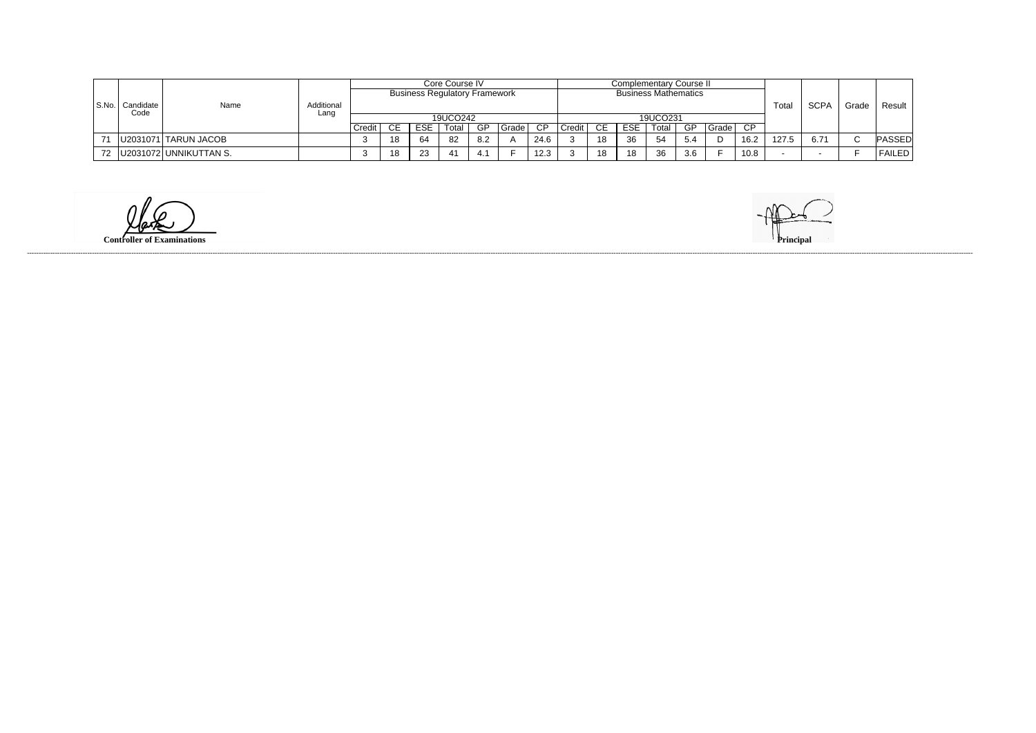| S.No. | Candidate Code | Name | Additional Lang | Core Course IV Business Regulatory Framework 19UCO242 | | | | | | | Complementary Course II Business Mathematics 19UCO231 | | | | | | | Total | SCPA | Grade | Result |
|---|---|---|---|---|---|---|---|---|---|---|---|---|---|---|---|---|---|---|---|---|---|
| | | | | Credit | CE | ESE | Total | GP | Grade | CP | Credit | CE | ESE | Total | GP | Grade | CP | | | | |
| 71 | U2031071 | TARUN JACOB | | 3 | 18 | 64 | 82 | 8.2 | A | 24.6 | 3 | 18 | 36 | 54 | 5.4 | D | 16.2 | 127.5 | 6.71 | C | PASSED |
| 72 | U2031072 | UNNIKUTTAN S. | | 3 | 18 | 23 | 41 | 4.1 | F | 12.3 | 3 | 18 | 18 | 36 | 3.6 | F | 10.8 | - | - | F | FAILED |

**Controller of Examinations**

**Principal**